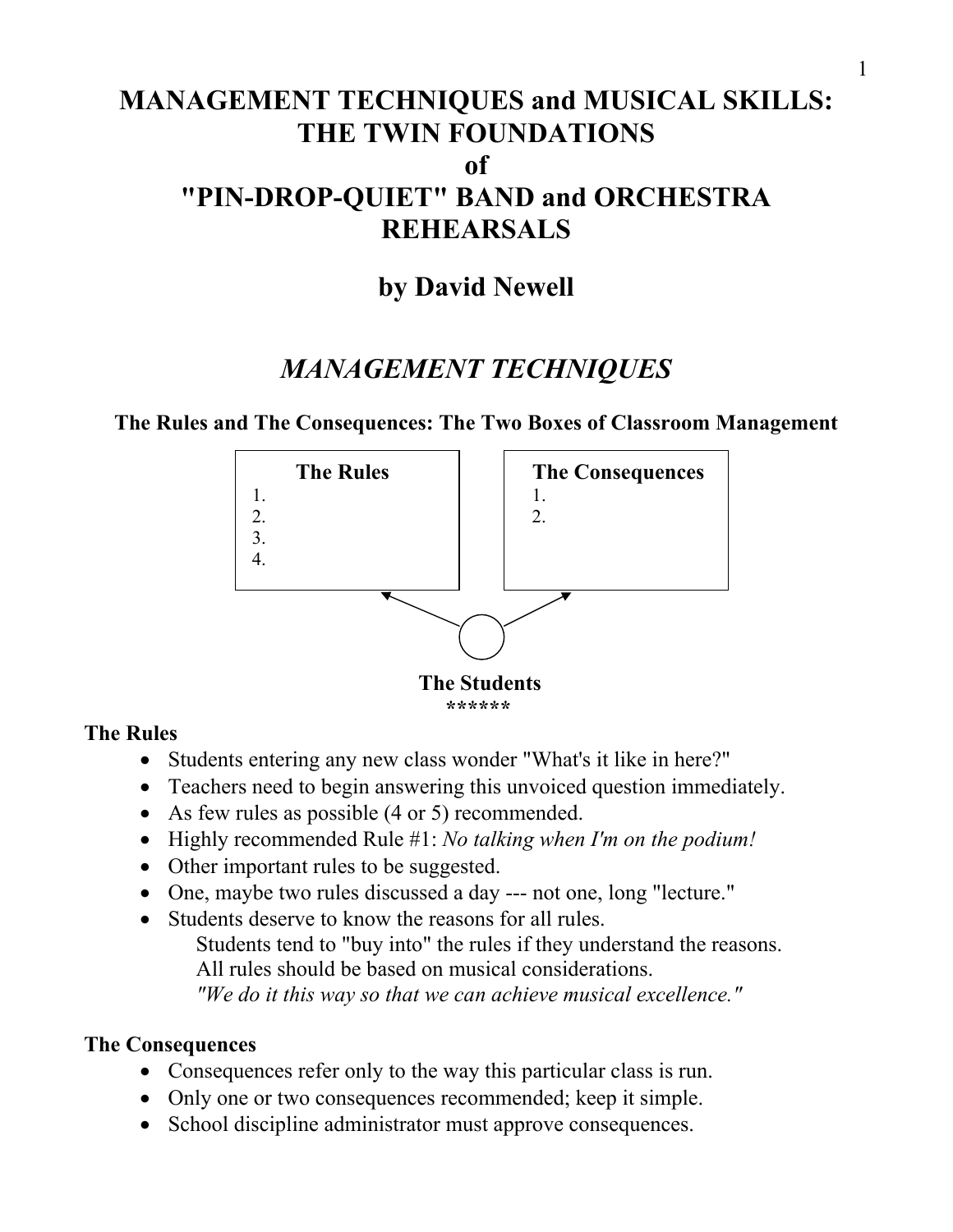# MANAGEMENT TECHNIQUES and MUSICAL SKILLS: THE TWIN FOUNDATIONS of "PIN-DROP-QUIET" BAND and ORCHESTRA REHEARSALS

## by David Newell

## *MANAGEMENT TECHNIQUES*

### The Rules and The Consequences: The Two Boxes of Classroom Management

| The Rules | The Consequences |
|---|---|
| 1. | 1. |
| 2. | 2. |
| 3. | |
| 4. | |

**The Students**

\*\*\*\*\*\*

### The Rules

- Students entering any new class wonder "What's it like in here?"
- Teachers need to begin answering this unvoiced question immediately.
- As few rules as possible (4 or 5) recommended.
- Highly recommended Rule #1: *No talking when I'm on the podium!*
- Other important rules to be suggested.
- One, maybe two rules discussed a day --- not one, long "lecture."
- Students deserve to know the reasons for all rules.
  Students tend to "buy into" the rules if they understand the reasons.
  All rules should be based on musical considerations.
  *"We do it this way so that we can achieve musical excellence."*

### The Consequences

- Consequences refer only to the way this particular class is run.
- Only one or two consequences recommended; keep it simple.
- School discipline administrator must approve consequences.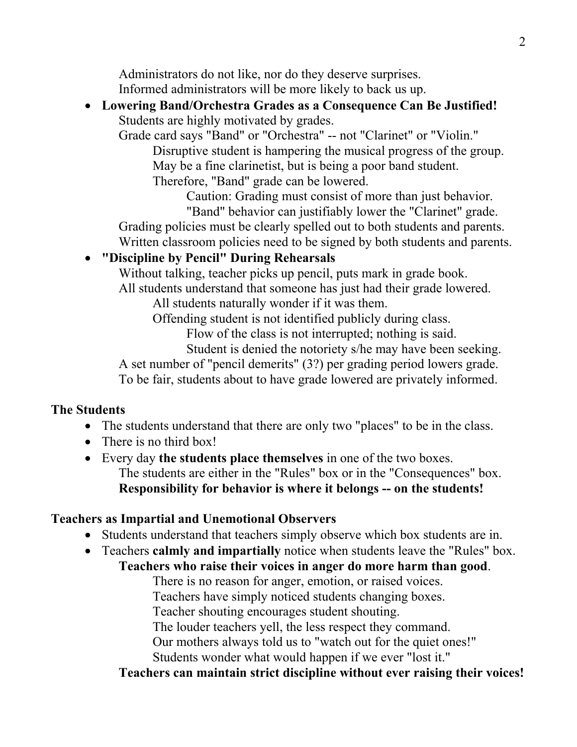Administrators do not like, nor do they deserve surprises.
Informed administrators will be more likely to back us up.

- **Lowering Band/Orchestra Grades as a Consequence Can Be Justified!**
  - Students are highly motivated by grades.
  - Grade card says "Band" or "Orchestra" -- not "Clarinet" or "Violin."
    - Disruptive student is hampering the musical progress of the group.
    - May be a fine clarinetist, but is being a poor band student.
    - Therefore, "Band" grade can be lowered.
      - Caution: Grading must consist of more than just behavior.
      - "Band" behavior can justifiably lower the "Clarinet" grade.
  - Grading policies must be clearly spelled out to both students and parents.
  - Written classroom policies need to be signed by both students and parents.
- **"Discipline by Pencil" During Rehearsals**
  - Without talking, teacher picks up pencil, puts mark in grade book.
  - All students understand that someone has just had their grade lowered.
    - All students naturally wonder if it was them.
    - Offending student is not identified publicly during class.
      - Flow of the class is not interrupted; nothing is said.
      - Student is denied the notoriety s/he may have been seeking.
  - A set number of "pencil demerits" (3?) per grading period lowers grade.
  - To be fair, students about to have grade lowered are privately informed.

**The Students**

- The students understand that there are only two "places" to be in the class.
- There is no third box!
- Every day **the students place themselves** in one of the two boxes.
  - The students are either in the "Rules" box or in the "Consequences" box.
  - **Responsibility for behavior is where it belongs -- on the students!**

**Teachers as Impartial and Unemotional Observers**

- Students understand that teachers simply observe which box students are in.
- Teachers **calmly and impartially** notice when students leave the "Rules" box.
  - **Teachers who raise their voices in anger do more harm than good**.
    - There is no reason for anger, emotion, or raised voices.
    - Teachers have simply noticed students changing boxes.
    - Teacher shouting encourages student shouting.
    - The louder teachers yell, the less respect they command.
    - Our mothers always told us to "watch out for the quiet ones!"
    - Students wonder what would happen if we ever "lost it."
  - **Teachers can maintain strict discipline without ever raising their voices!**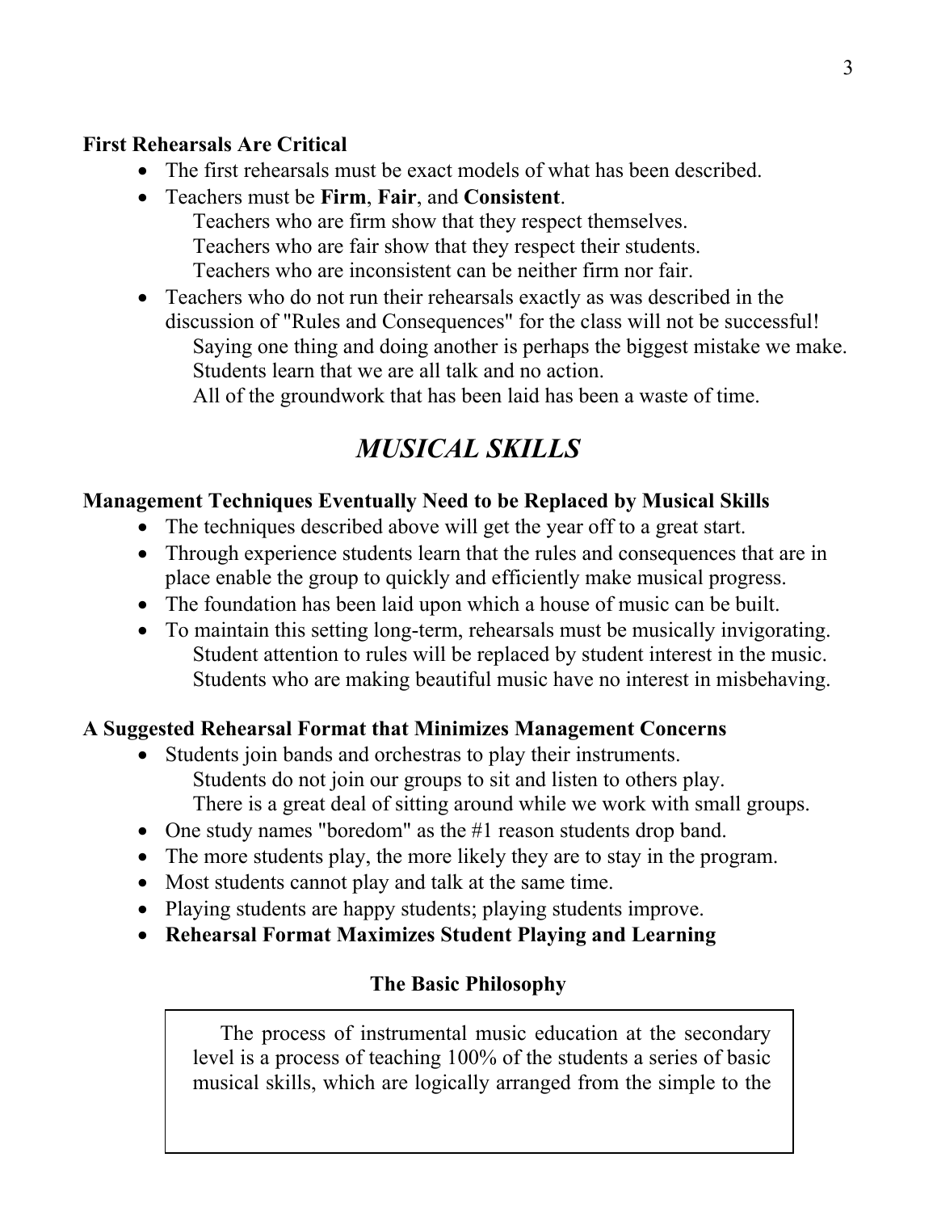**First Rehearsals Are Critical**

- The first rehearsals must be exact models of what has been described.
- Teachers must be **Firm**, **Fair**, and **Consistent**.
  Teachers who are firm show that they respect themselves.
  Teachers who are fair show that they respect their students.
  Teachers who are inconsistent can be neither firm nor fair.
- Teachers who do not run their rehearsals exactly as was described in the discussion of "Rules and Consequences" for the class will not be successful!
  Saying one thing and doing another is perhaps the biggest mistake we make.
  Students learn that we are all talk and no action.
  All of the groundwork that has been laid has been a waste of time.

## *MUSICAL SKILLS*

**Management Techniques Eventually Need to be Replaced by Musical Skills**

- The techniques described above will get the year off to a great start.
- Through experience students learn that the rules and consequences that are in place enable the group to quickly and efficiently make musical progress.
- The foundation has been laid upon which a house of music can be built.
- To maintain this setting long-term, rehearsals must be musically invigorating.
  Student attention to rules will be replaced by student interest in the music.
  Students who are making beautiful music have no interest in misbehaving.

**A Suggested Rehearsal Format that Minimizes Management Concerns**

- Students join bands and orchestras to play their instruments.
  Students do not join our groups to sit and listen to others play.
  There is a great deal of sitting around while we work with small groups.
- One study names "boredom" as the #1 reason students drop band.
- The more students play, the more likely they are to stay in the program.
- Most students cannot play and talk at the same time.
- Playing students are happy students; playing students improve.
- **Rehearsal Format Maximizes Student Playing and Learning**

**The Basic Philosophy**

> The process of instrumental music education at the secondary level is a process of teaching 100% of the students a series of basic musical skills, which are logically arranged from the simple to the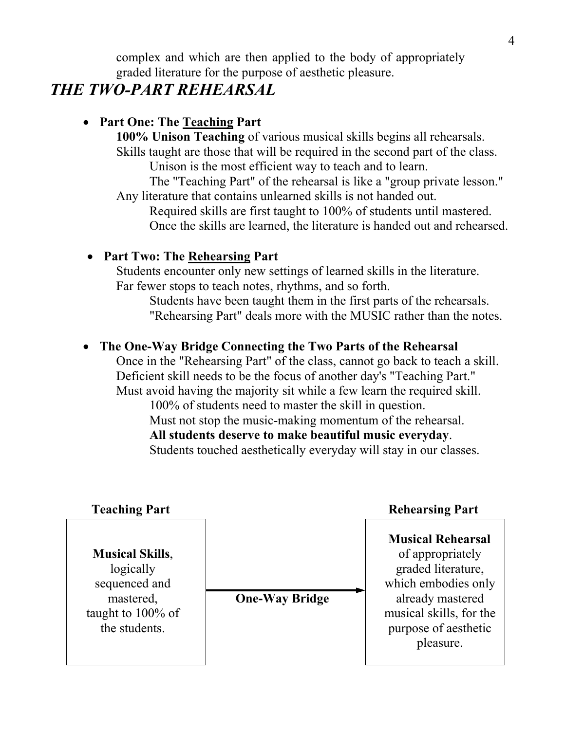complex and which are then applied to the body of appropriately graded literature for the purpose of aesthetic pleasure.

## *THE TWO-PART REHEARSAL*

- **Part One: The Teaching Part**
  - **100% Unison Teaching** of various musical skills begins all rehearsals.
  - Skills taught are those that will be required in the second part of the class.
    - Unison is the most efficient way to teach and to learn.
    - The "Teaching Part" of the rehearsal is like a "group private lesson."
  - Any literature that contains unlearned skills is not handed out.
    - Required skills are first taught to 100% of students until mastered.
    - Once the skills are learned, the literature is handed out and rehearsed.

- **Part Two: The Rehearsing Part**
  - Students encounter only new settings of learned skills in the literature.
  - Far fewer stops to teach notes, rhythms, and so forth.
    - Students have been taught them in the first parts of the rehearsals.
    - "Rehearsing Part" deals more with the MUSIC rather than the notes.

- **The One-Way Bridge Connecting the Two Parts of the Rehearsal**
  - Once in the "Rehearsing Part" of the class, cannot go back to teach a skill.
  - Deficient skill needs to be the focus of another day's "Teaching Part."
  - Must avoid having the majority sit while a few learn the required skill.
    - 100% of students need to master the skill in question.
    - Must not stop the music-making momentum of the rehearsal.
    - **All students deserve to make beautiful music everyday**.
    - Students touched aesthetically everyday will stay in our classes.

| Teaching Part | | Rehearsing Part |
|---|---|---|
| **Musical Skills**, logically sequenced and mastered, taught to 100% of the students. | **One-Way Bridge** → | **Musical Rehearsal** of appropriately graded literature, which embodies only already mastered musical skills, for the purpose of aesthetic pleasure. |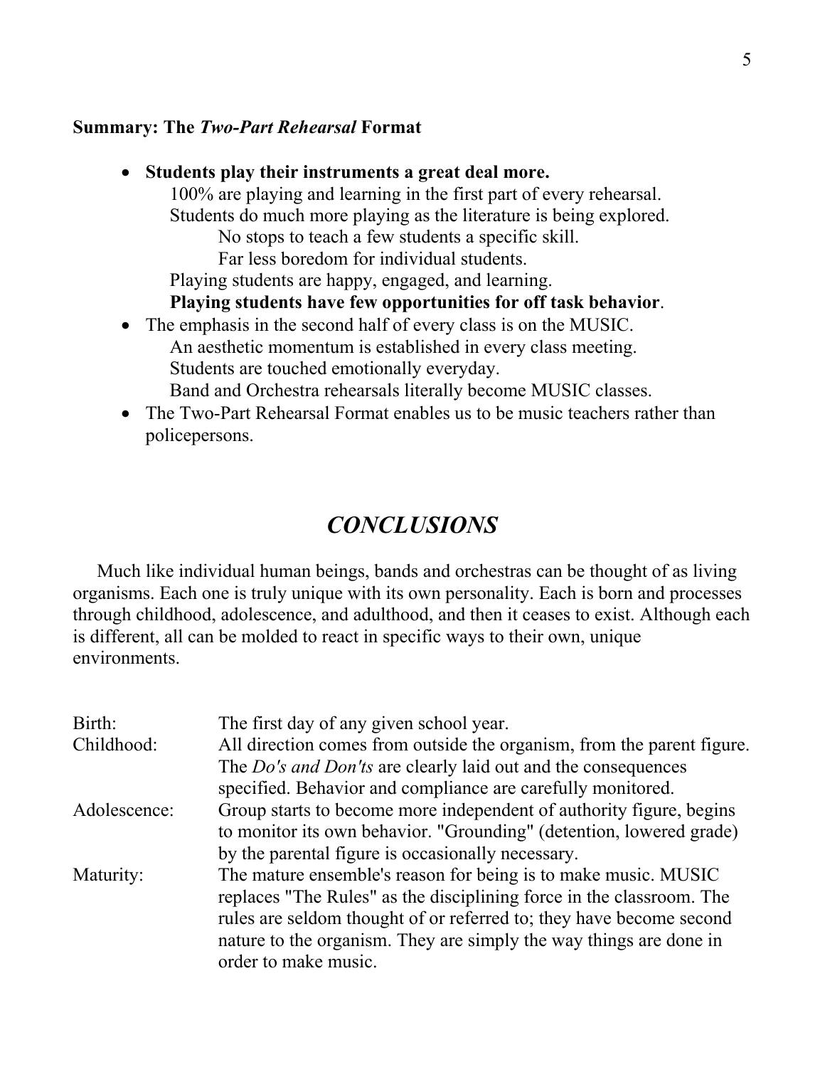**Summary: The *Two-Part Rehearsal* Format**

- **Students play their instruments a great deal more.**
  - 100% are playing and learning in the first part of every rehearsal.
  - Students do much more playing as the literature is being explored.
    - No stops to teach a few students a specific skill.
    - Far less boredom for individual students.
  - Playing students are happy, engaged, and learning.
  - **Playing students have few opportunities for off task behavior**.
- The emphasis in the second half of every class is on the MUSIC.
  - An aesthetic momentum is established in every class meeting.
  - Students are touched emotionally everyday.
  - Band and Orchestra rehearsals literally become MUSIC classes.
- The Two-Part Rehearsal Format enables us to be music teachers rather than policepersons.

## *CONCLUSIONS*

Much like individual human beings, bands and orchestras can be thought of as living organisms. Each one is truly unique with its own personality. Each is born and processes through childhood, adolescence, and adulthood, and then it ceases to exist. Although each is different, all can be molded to react in specific ways to their own, unique environments.

| | |
|---|---|
| Birth: | The first day of any given school year. |
| Childhood: | All direction comes from outside the organism, from the parent figure. The *Do's and Don'ts* are clearly laid out and the consequences specified. Behavior and compliance are carefully monitored. |
| Adolescence: | Group starts to become more independent of authority figure, begins to monitor its own behavior. "Grounding" (detention, lowered grade) by the parental figure is occasionally necessary. |
| Maturity: | The mature ensemble's reason for being is to make music. MUSIC replaces "The Rules" as the disciplining force in the classroom. The rules are seldom thought of or referred to; they have become second nature to the organism. They are simply the way things are done in order to make music. |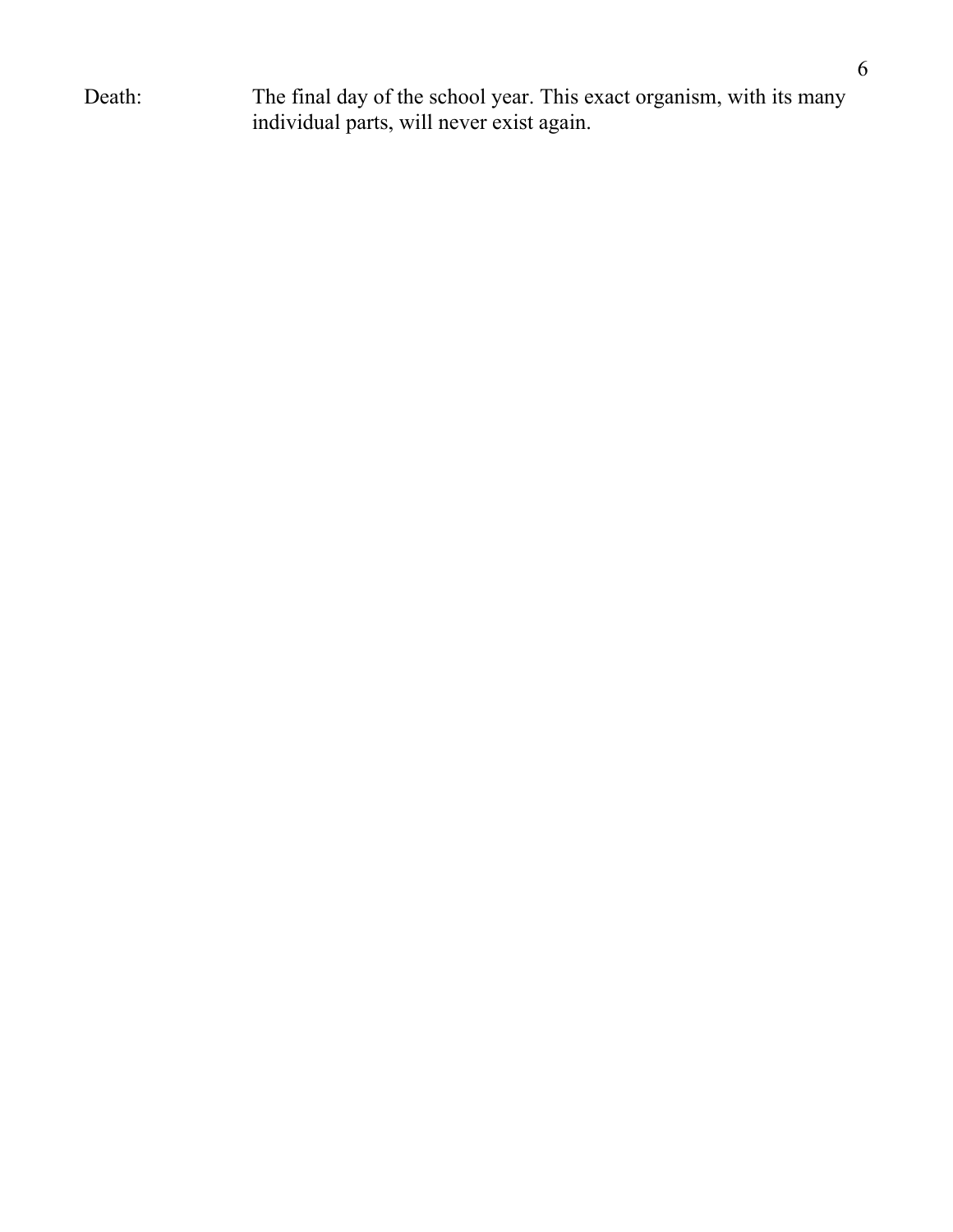Death: The final day of the school year. This exact organism, with its many individual parts, will never exist again.